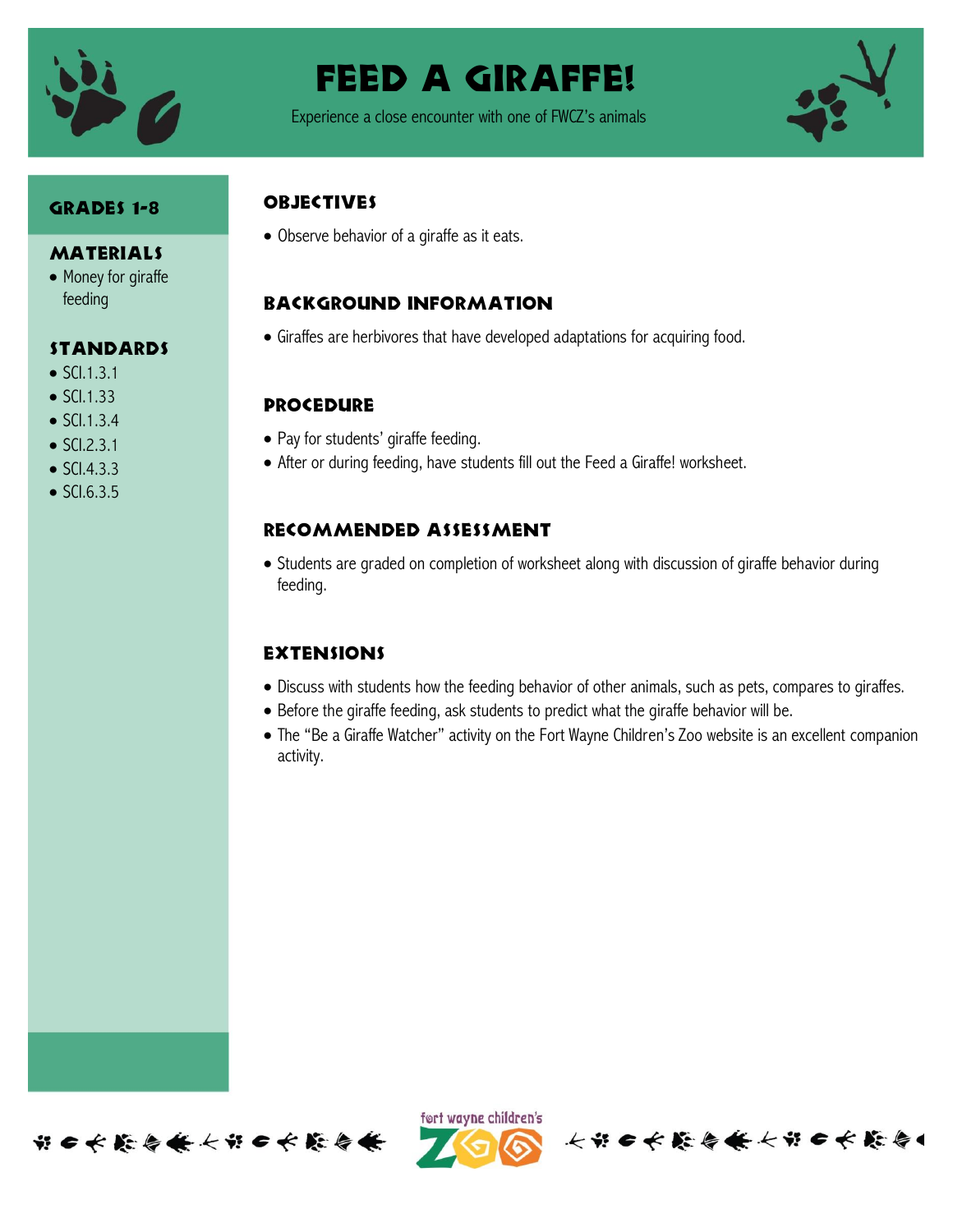# Feed a Giraffe!

Experience a close encounter with one of FWCZ's animals

## Grades 1-8

## Materials

- Money for giraffe feeding

## Standards

- SCI.1.3.1
- SCI.1.33
- SCI.1.3.4
- SCI.2.3.1
- SCI.4.3.3
- SCI.6.3.5

## Objectives

- Observe behavior of a giraffe as it eats.

## Background Information

- Giraffes are herbivores that have developed adaptations for acquiring food.

## Procedure

- Pay for students' giraffe feeding.
- After or during feeding, have students fill out the Feed a Giraffe! worksheet.

## Recommended Assessment

- Students are graded on completion of worksheet along with discussion of giraffe behavior during feeding.

## Extensions

- Discuss with students how the feeding behavior of other animals, such as pets, compares to giraffes.
- Before the giraffe feeding, ask students to predict what the giraffe behavior will be.
- The "Be a Giraffe Watcher" activity on the Fort Wayne Children's Zoo website is an excellent companion activity.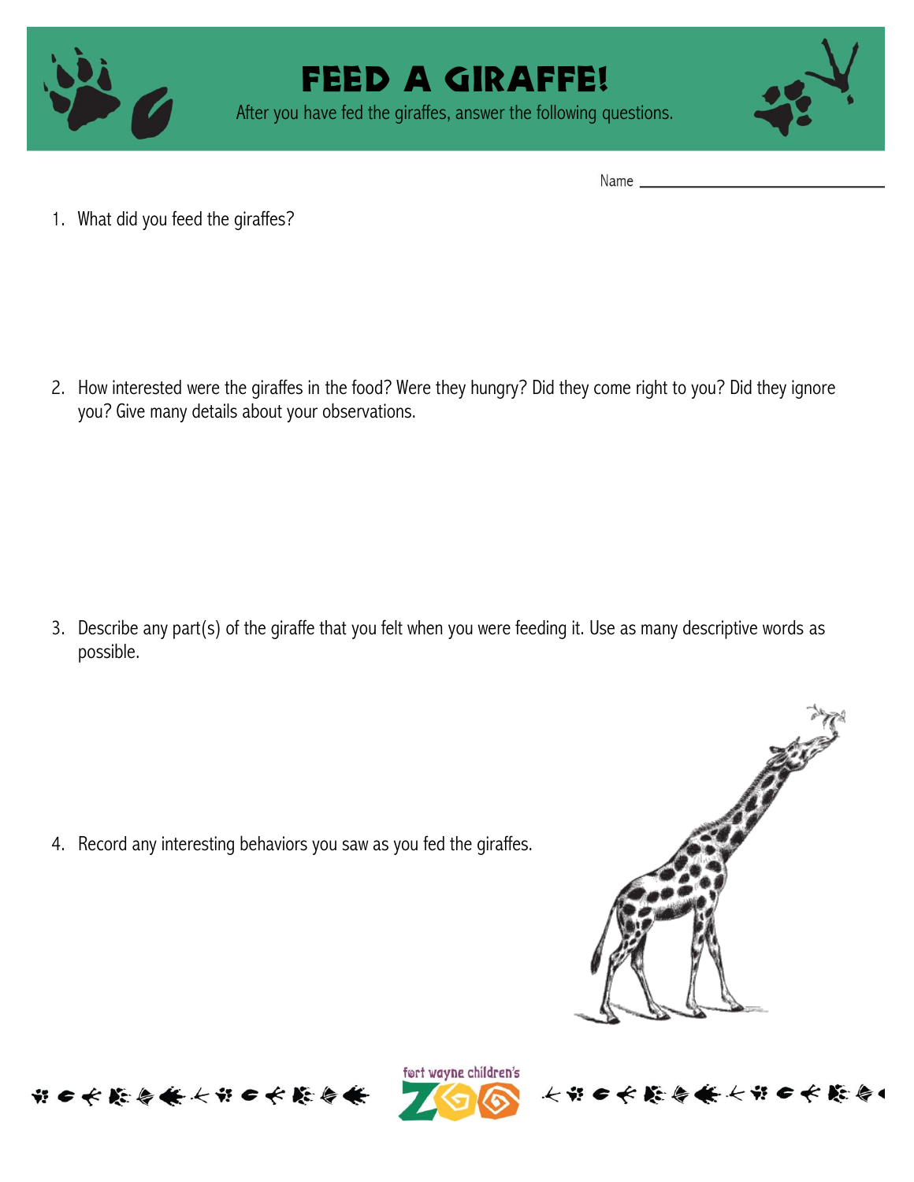# FEED A GIRAFFE!

After you have fed the giraffes, answer the following questions.

Name ______________________________

1. What did you feed the giraffes?

2. How interested were the giraffes in the food? Were they hungry? Did they come right to you? Did they ignore you? Give many details about your observations.

3. Describe any part(s) of the giraffe that you felt when you were feeding it. Use as many descriptive words as possible.

4. Record any interesting behaviors you saw as you fed the giraffes.

fort wayne children's ZOO